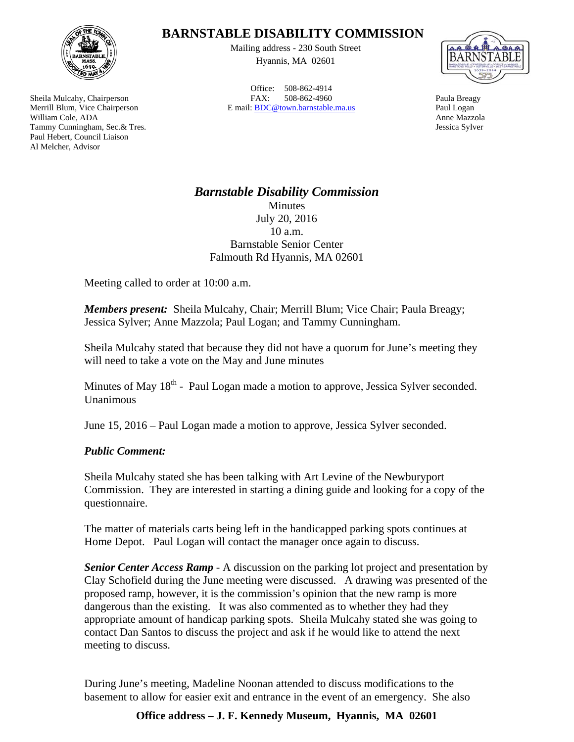# BARNSTABLE DISABILITY COMMISSION

Mailing address - 230 South Street
Hyannis, MA 02601

Office: 508-862-4914
FAX: 508-862-4960
E mail: BDC@town.barnstable.ma.us

Sheila Mulcahy, Chairperson
Merrill Blum, Vice Chairperson
William Cole, ADA
Tammy Cunningham, Sec.& Tres.
Paul Hebert, Council Liaison
Al Melcher, Advisor

Paula Breagy
Paul Logan
Anne Mazzola
Jessica Sylver

## *Barnstable Disability Commission*

Minutes
July 20, 2016
10 a.m.
Barnstable Senior Center
Falmouth Rd Hyannis, MA 02601

Meeting called to order at 10:00 a.m.

***Members present:*** Sheila Mulcahy, Chair; Merrill Blum; Vice Chair; Paula Breagy; Jessica Sylver; Anne Mazzola; Paul Logan; and Tammy Cunningham.

Sheila Mulcahy stated that because they did not have a quorum for June's meeting they will need to take a vote on the May and June minutes

Minutes of May 18th - Paul Logan made a motion to approve, Jessica Sylver seconded. Unanimous

June 15, 2016 – Paul Logan made a motion to approve, Jessica Sylver seconded.

***Public Comment:***

Sheila Mulcahy stated she has been talking with Art Levine of the Newburyport Commission. They are interested in starting a dining guide and looking for a copy of the questionnaire.

The matter of materials carts being left in the handicapped parking spots continues at Home Depot. Paul Logan will contact the manager once again to discuss.

***Senior Center Access Ramp*** - A discussion on the parking lot project and presentation by Clay Schofield during the June meeting were discussed. A drawing was presented of the proposed ramp, however, it is the commission's opinion that the new ramp is more dangerous than the existing. It was also commented as to whether they had they appropriate amount of handicap parking spots. Sheila Mulcahy stated she was going to contact Dan Santos to discuss the project and ask if he would like to attend the next meeting to discuss.

During June's meeting, Madeline Noonan attended to discuss modifications to the basement to allow for easier exit and entrance in the event of an emergency. She also

**Office address – J. F. Kennedy Museum, Hyannis, MA 02601**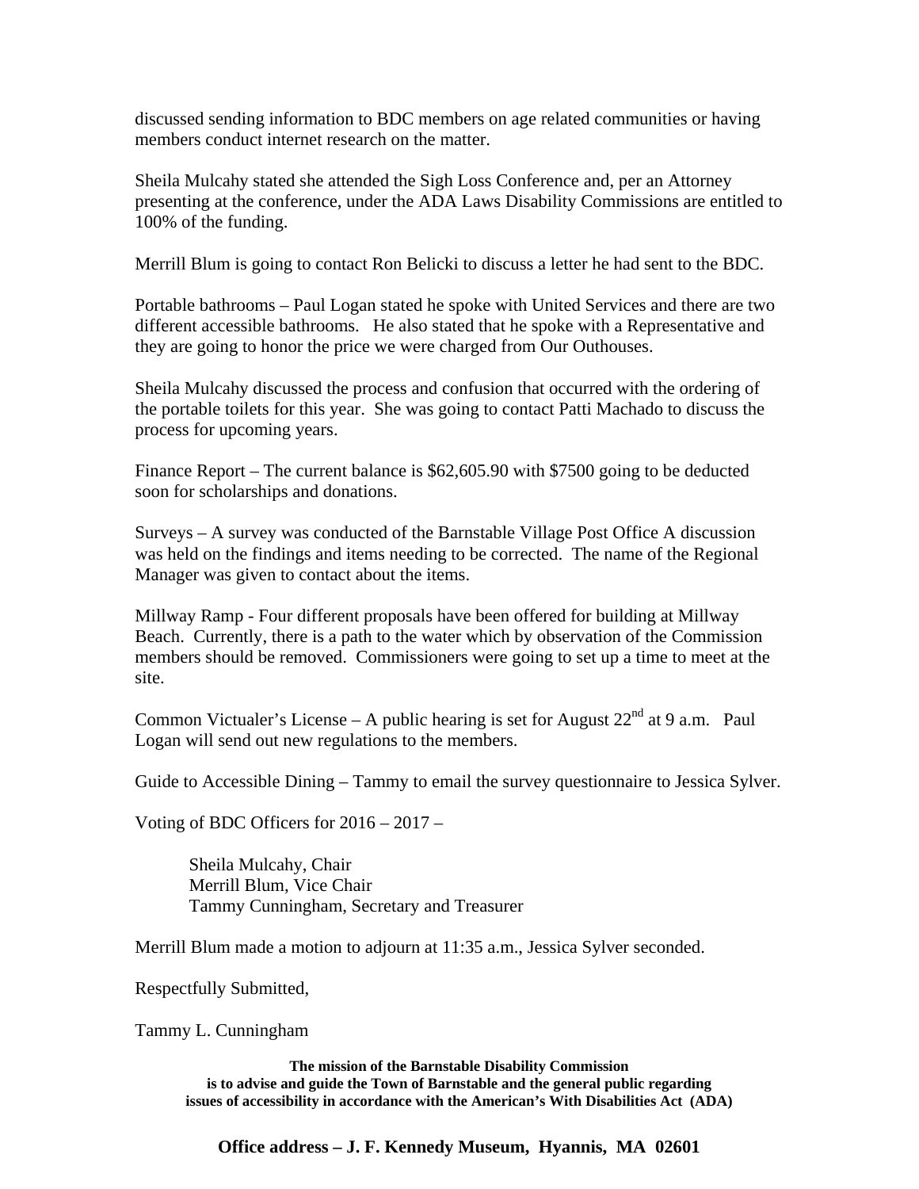discussed sending information to BDC members on age related communities or having members conduct internet research on the matter.

Sheila Mulcahy stated she attended the Sigh Loss Conference and, per an Attorney presenting at the conference, under the ADA Laws Disability Commissions are entitled to 100% of the funding.

Merrill Blum is going to contact Ron Belicki to discuss a letter he had sent to the BDC.

Portable bathrooms – Paul Logan stated he spoke with United Services and there are two different accessible bathrooms. He also stated that he spoke with a Representative and they are going to honor the price we were charged from Our Outhouses.

Sheila Mulcahy discussed the process and confusion that occurred with the ordering of the portable toilets for this year. She was going to contact Patti Machado to discuss the process for upcoming years.

Finance Report – The current balance is $62,605.90 with $7500 going to be deducted soon for scholarships and donations.

Surveys – A survey was conducted of the Barnstable Village Post Office A discussion was held on the findings and items needing to be corrected. The name of the Regional Manager was given to contact about the items.

Millway Ramp - Four different proposals have been offered for building at Millway Beach. Currently, there is a path to the water which by observation of the Commission members should be removed. Commissioners were going to set up a time to meet at the site.

Common Victualer's License – A public hearing is set for August 22nd at 9 a.m. Paul Logan will send out new regulations to the members.

Guide to Accessible Dining – Tammy to email the survey questionnaire to Jessica Sylver.

Voting of BDC Officers for 2016 – 2017 –

Sheila Mulcahy, Chair
Merrill Blum, Vice Chair
Tammy Cunningham, Secretary and Treasurer

Merrill Blum made a motion to adjourn at 11:35 a.m., Jessica Sylver seconded.

Respectfully Submitted,

Tammy L. Cunningham

**The mission of the Barnstable Disability Commission is to advise and guide the Town of Barnstable and the general public regarding issues of accessibility in accordance with the American's With Disabilities Act (ADA)**

**Office address – J. F. Kennedy Museum, Hyannis, MA 02601**